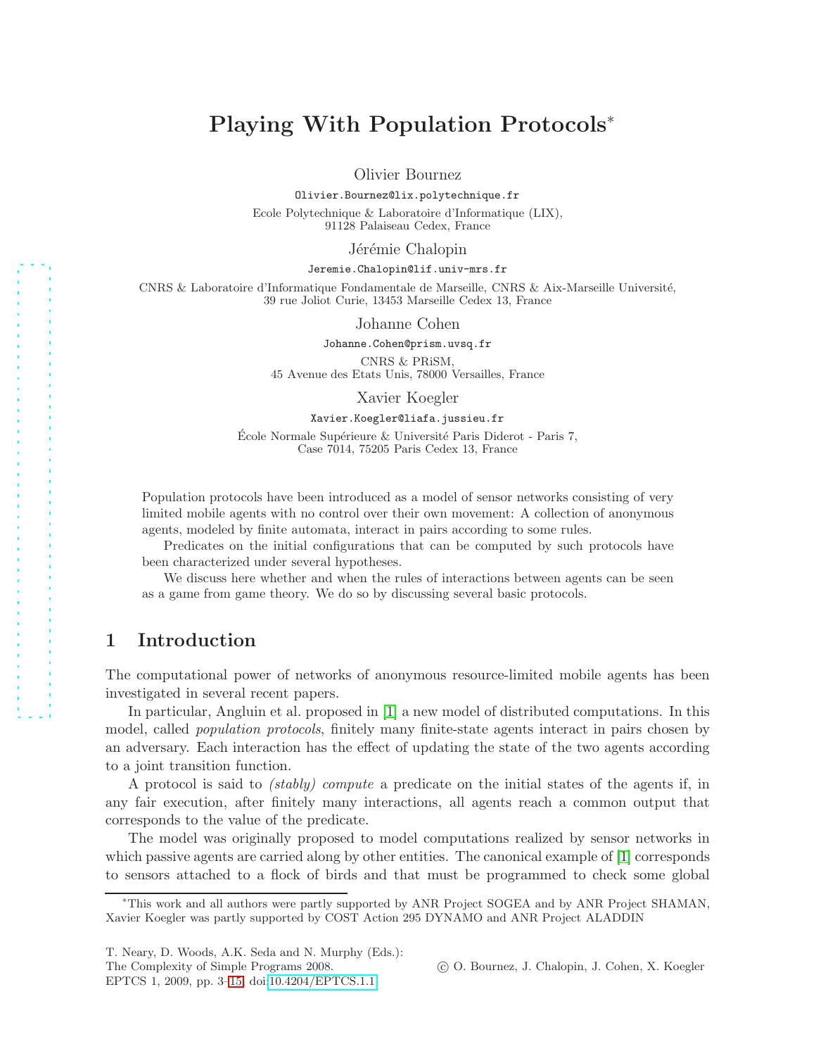# Playing With Population Protocols*

Olivier Bournez

Olivier.Bournez@lix.polytechnique.fr

Ecole Polytechnique & Laboratoire d'Informatique (LIX),
91128 Palaiseau Cedex, France

Jérémie Chalopin

Jeremie.Chalopin@lif.univ-mrs.fr

CNRS & Laboratoire d'Informatique Fondamentale de Marseille, CNRS & Aix-Marseille Université,
39 rue Joliot Curie, 13453 Marseille Cedex 13, France

Johanne Cohen

Johanne.Cohen@prism.uvsq.fr

CNRS & PRiSM,
45 Avenue des Etats Unis, 78000 Versailles, France

Xavier Koegler

Xavier.Koegler@liafa.jussieu.fr

École Normale Supérieure & Université Paris Diderot - Paris 7,
Case 7014, 75205 Paris Cedex 13, France

Population protocols have been introduced as a model of sensor networks consisting of very limited mobile agents with no control over their own movement: A collection of anonymous agents, modeled by finite automata, interact in pairs according to some rules.

Predicates on the initial configurations that can be computed by such protocols have been characterized under several hypotheses.

We discuss here whether and when the rules of interactions between agents can be seen as a game from game theory. We do so by discussing several basic protocols.

## 1 Introduction

The computational power of networks of anonymous resource-limited mobile agents has been investigated in several recent papers.

In particular, Angluin et al. proposed in [1] a new model of distributed computations. In this model, called *population protocols*, finitely many finite-state agents interact in pairs chosen by an adversary. Each interaction has the effect of updating the state of the two agents according to a joint transition function.

A protocol is said to *(stably) compute* a predicate on the initial states of the agents if, in any fair execution, after finitely many interactions, all agents reach a common output that corresponds to the value of the predicate.

The model was originally proposed to model computations realized by sensor networks in which passive agents are carried along by other entities. The canonical example of [1] corresponds to sensors attached to a flock of birds and that must be programmed to check some global

---

*This work and all authors were partly supported by ANR Project SOGEA and by ANR Project SHAMAN, Xavier Koegler was partly supported by COST Action 295 DYNAMO and ANR Project ALADDIN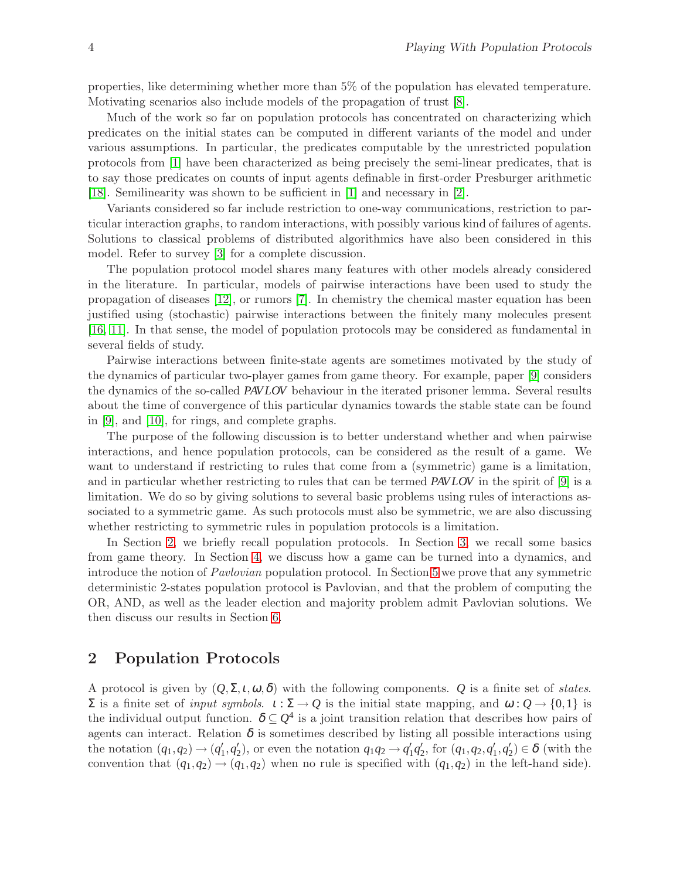properties, like determining whether more than 5% of the population has elevated temperature. Motivating scenarios also include models of the propagation of trust [8].

Much of the work so far on population protocols has concentrated on characterizing which predicates on the initial states can be computed in different variants of the model and under various assumptions. In particular, the predicates computable by the unrestricted population protocols from [1] have been characterized as being precisely the semi-linear predicates, that is to say those predicates on counts of input agents definable in first-order Presburger arithmetic [18]. Semilinearity was shown to be sufficient in [1] and necessary in [2].

Variants considered so far include restriction to one-way communications, restriction to particular interaction graphs, to random interactions, with possibly various kind of failures of agents. Solutions to classical problems of distributed algorithmics have also been considered in this model. Refer to survey [3] for a complete discussion.

The population protocol model shares many features with other models already considered in the literature. In particular, models of pairwise interactions have been used to study the propagation of diseases [12], or rumors [7]. In chemistry the chemical master equation has been justified using (stochastic) pairwise interactions between the finitely many molecules present [16, 11]. In that sense, the model of population protocols may be considered as fundamental in several fields of study.

Pairwise interactions between finite-state agents are sometimes motivated by the study of the dynamics of particular two-player games from game theory. For example, paper [9] considers the dynamics of the so-called *PAVLOV* behaviour in the iterated prisoner lemma. Several results about the time of convergence of this particular dynamics towards the stable state can be found in [9], and [10], for rings, and complete graphs.

The purpose of the following discussion is to better understand whether and when pairwise interactions, and hence population protocols, can be considered as the result of a game. We want to understand if restricting to rules that come from a (symmetric) game is a limitation, and in particular whether restricting to rules that can be termed *PAVLOV* in the spirit of [9] is a limitation. We do so by giving solutions to several basic problems using rules of interactions associated to a symmetric game. As such protocols must also be symmetric, we are also discussing whether restricting to symmetric rules in population protocols is a limitation.

In Section 2, we briefly recall population protocols. In Section 3, we recall some basics from game theory. In Section 4, we discuss how a game can be turned into a dynamics, and introduce the notion of *Pavlovian* population protocol. In Section 5 we prove that any symmetric deterministic 2-states population protocol is Pavlovian, and that the problem of computing the OR, AND, as well as the leader election and majority problem admit Pavlovian solutions. We then discuss our results in Section 6.

## 2 Population Protocols

A protocol is given by $(Q,\Sigma,\iota,\omega,\delta)$ with the following components. $Q$ is a finite set of *states*. $\Sigma$ is a finite set of *input symbols*. $\iota:\Sigma\rightarrow Q$ is the initial state mapping, and $\omega:Q\rightarrow\{0,1\}$ is the individual output function. $\delta\subseteq Q^4$ is a joint transition relation that describes how pairs of agents can interact. Relation $\delta$ is sometimes described by listing all possible interactions using the notation $(q_1,q_2)\rightarrow(q_1',q_2')$, or even the notation $q_1q_2\rightarrow q_1'q_2'$, for $(q_1,q_2,q_1',q_2')\in\delta$ (with the convention that $(q_1,q_2)\rightarrow(q_1,q_2)$ when no rule is specified with $(q_1,q_2)$ in the left-hand side).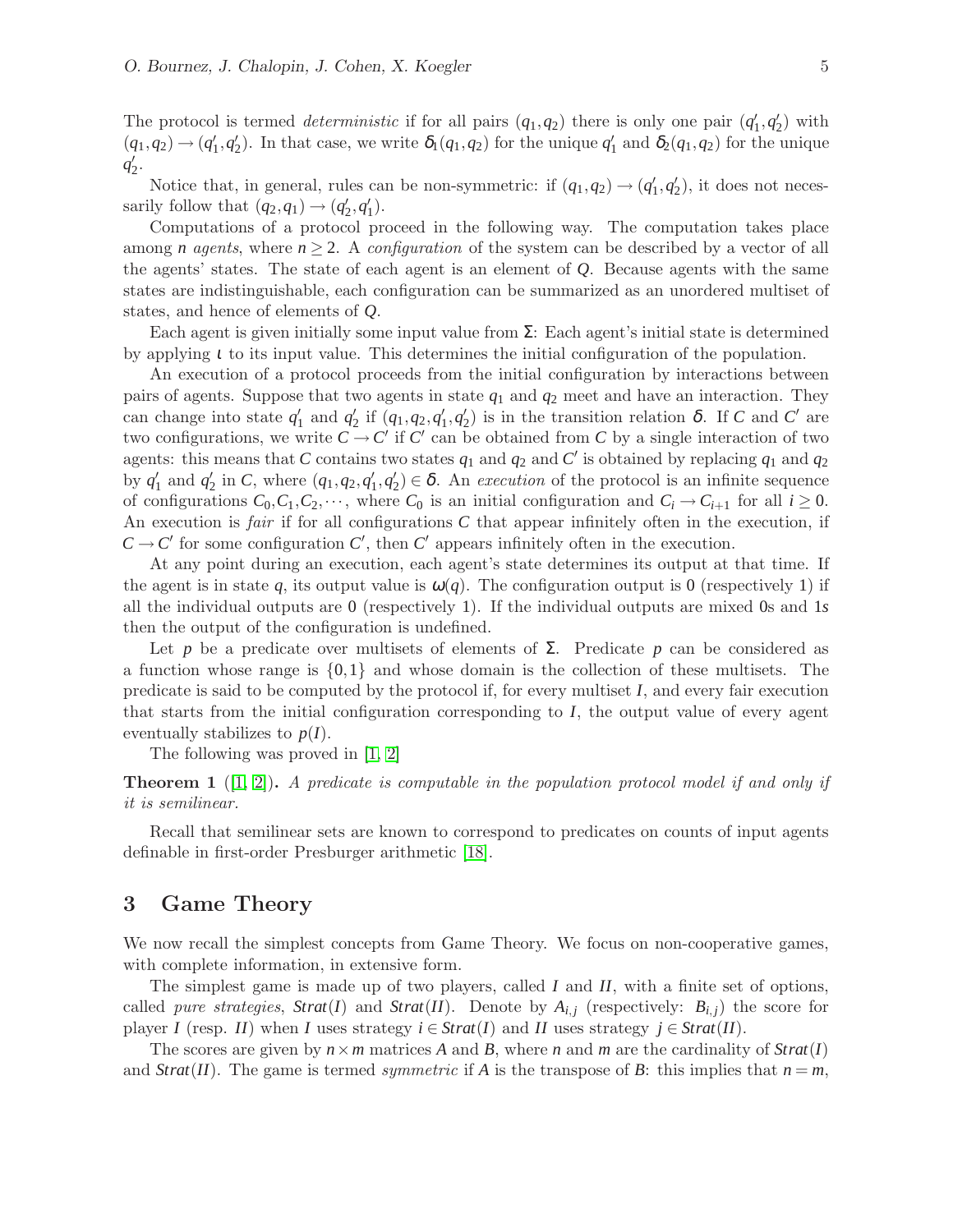The protocol is termed *deterministic* if for all pairs $(q_1, q_2)$ there is only one pair $(q_1', q_2')$ with $(q_1, q_2) \to (q_1', q_2')$. In that case, we write $\delta_1(q_1, q_2)$ for the unique $q_1'$ and $\delta_2(q_1, q_2)$ for the unique $q_2'$.

Notice that, in general, rules can be non-symmetric: if $(q_1, q_2) \to (q_1', q_2')$, it does not necessarily follow that $(q_2, q_1) \to (q_2', q_1')$.

Computations of a protocol proceed in the following way. The computation takes place among $n$ *agents*, where $n \geq 2$. A *configuration* of the system can be described by a vector of all the agents' states. The state of each agent is an element of $Q$. Because agents with the same states are indistinguishable, each configuration can be summarized as an unordered multiset of states, and hence of elements of $Q$.

Each agent is given initially some input value from $\Sigma$: Each agent's initial state is determined by applying $\iota$ to its input value. This determines the initial configuration of the population.

An execution of a protocol proceeds from the initial configuration by interactions between pairs of agents. Suppose that two agents in state $q_1$ and $q_2$ meet and have an interaction. They can change into state $q_1'$ and $q_2'$ if $(q_1, q_2, q_1', q_2')$ is in the transition relation $\delta$. If $C$ and $C'$ are two configurations, we write $C \to C'$ if $C'$ can be obtained from $C$ by a single interaction of two agents: this means that $C$ contains two states $q_1$ and $q_2$ and $C'$ is obtained by replacing $q_1$ and $q_2$ by $q_1'$ and $q_2'$ in $C$, where $(q_1, q_2, q_1', q_2') \in \delta$. An *execution* of the protocol is an infinite sequence of configurations $C_0, C_1, C_2, \cdots$, where $C_0$ is an initial configuration and $C_i \to C_{i+1}$ for all $i \geq 0$. An execution is *fair* if for all configurations $C$ that appear infinitely often in the execution, if $C \to C'$ for some configuration $C'$, then $C'$ appears infinitely often in the execution.

At any point during an execution, each agent's state determines its output at that time. If the agent is in state $q$, its output value is $\omega(q)$. The configuration output is 0 (respectively 1) if all the individual outputs are 0 (respectively 1). If the individual outputs are mixed 0s and 1s then the output of the configuration is undefined.

Let $p$ be a predicate over multisets of elements of $\Sigma$. Predicate $p$ can be considered as a function whose range is $\{0, 1\}$ and whose domain is the collection of these multisets. The predicate is said to be computed by the protocol if, for every multiset $I$, and every fair execution that starts from the initial configuration corresponding to $I$, the output value of every agent eventually stabilizes to $p(I)$.

The following was proved in [1, 2]

**Theorem 1** ([1, 2])**.** *A predicate is computable in the population protocol model if and only if it is semilinear.*

Recall that semilinear sets are known to correspond to predicates on counts of input agents definable in first-order Presburger arithmetic [18].

## 3 Game Theory

We now recall the simplest concepts from Game Theory. We focus on non-cooperative games, with complete information, in extensive form.

The simplest game is made up of two players, called $I$ and $II$, with a finite set of options, called *pure strategies*, $Strat(I)$ and $Strat(II)$. Denote by $A_{i,j}$ (respectively: $B_{i,j}$) the score for player $I$ (resp. $II$) when $I$ uses strategy $i \in Strat(I)$ and $II$ uses strategy $j \in Strat(II)$.

The scores are given by $n \times m$ matrices $A$ and $B$, where $n$ and $m$ are the cardinality of $Strat(I)$ and $Strat(II)$. The game is termed *symmetric* if $A$ is the transpose of $B$: this implies that $n = m$,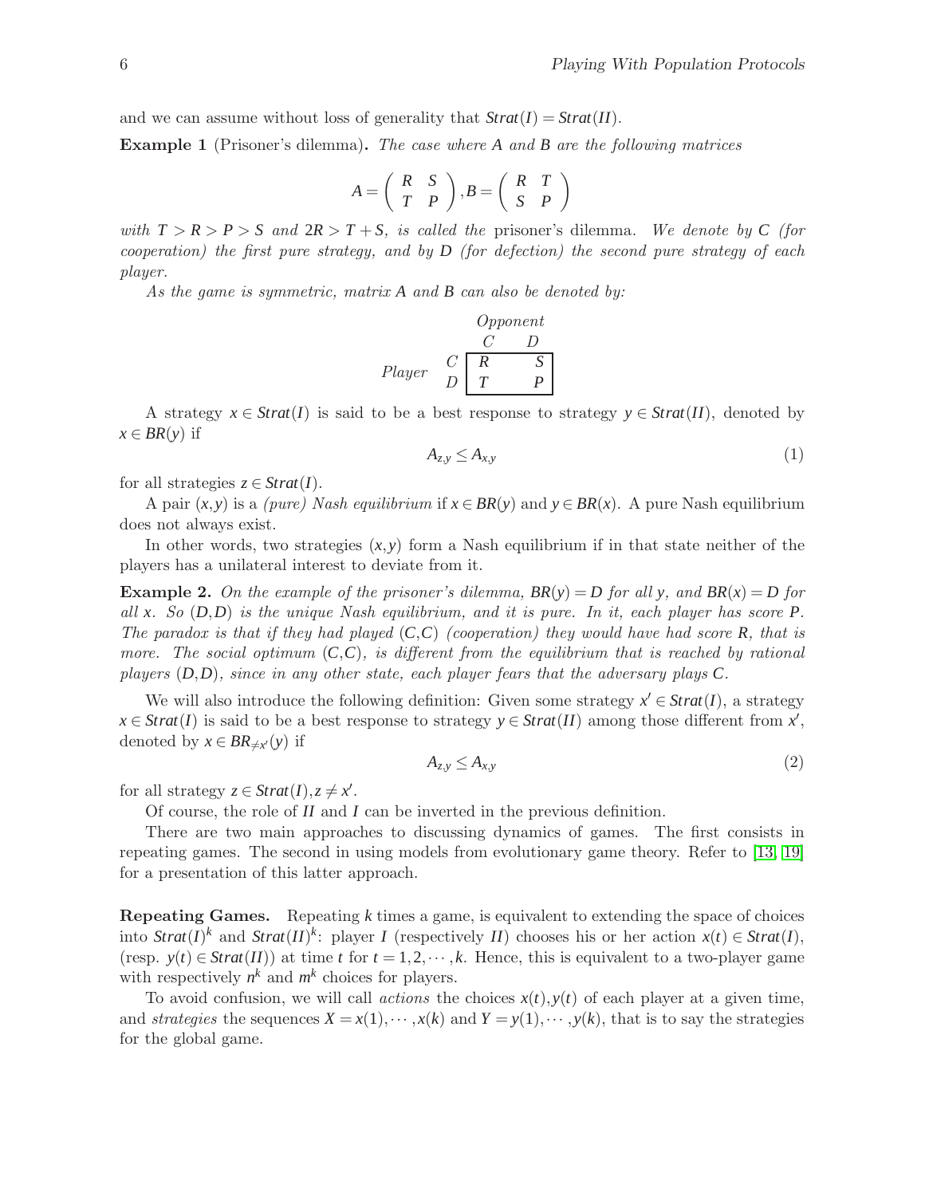and we can assume without loss of generality that $\mathit{Strat}(I) = \mathit{Strat}(II)$.

**Example 1** (Prisoner's dilemma)**.** *The case where $A$ and $B$ are the following matrices*

$$A = \begin{pmatrix} R & S \\ T & P \end{pmatrix}, B = \begin{pmatrix} R & T \\ S & P \end{pmatrix}$$

*with $T > R > P > S$ and $2R > T + S$, is called the* prisoner's dilemma*. We denote by $C$ (for cooperation) the first pure strategy, and by $D$ (for defection) the second pure strategy of each player.*

*As the game is symmetric, matrix $A$ and $B$ can also be denoted by:*

| | | *Opponent* $C$ | *Opponent* $D$ |
|---|---|---|---|
| *Player* | $C$ | $R$ | $S$ |
| | $D$ | $T$ | $P$ |

A strategy $x \in \mathit{Strat}(I)$ is said to be a best response to strategy $y \in \mathit{Strat}(II)$, denoted by $x \in BR(y)$ if

$$A_{z,y} \leq A_{x,y} \tag{1}$$

for all strategies $z \in \mathit{Strat}(I)$.

A pair $(x, y)$ is a *(pure) Nash equilibrium* if $x \in BR(y)$ and $y \in BR(x)$. A pure Nash equilibrium does not always exist.

In other words, two strategies $(x, y)$ form a Nash equilibrium if in that state neither of the players has a unilateral interest to deviate from it.

**Example 2.** *On the example of the prisoner's dilemma, $BR(y) = D$ for all $y$, and $BR(x) = D$ for all $x$. So $(D, D)$ is the unique Nash equilibrium, and it is pure. In it, each player has score $P$. The paradox is that if they had played $(C, C)$ (cooperation) they would have had score $R$, that is more. The social optimum $(C, C)$, is different from the equilibrium that is reached by rational players $(D, D)$, since in any other state, each player fears that the adversary plays $C$.*

We will also introduce the following definition: Given some strategy $x' \in \mathit{Strat}(I)$, a strategy $x \in \mathit{Strat}(I)$ is said to be a best response to strategy $y \in \mathit{Strat}(II)$ among those different from $x'$, denoted by $x \in BR_{\neq x'}(y)$ if

$$A_{z,y} \leq A_{x,y} \tag{2}$$

for all strategy $z \in \mathit{Strat}(I), z \neq x'$.

Of course, the role of $II$ and $I$ can be inverted in the previous definition.

There are two main approaches to discussing dynamics of games. The first consists in repeating games. The second in using models from evolutionary game theory. Refer to [13, 19] for a presentation of this latter approach.

**Repeating Games.** Repeating $k$ times a game, is equivalent to extending the space of choices into $\mathit{Strat}(I)^k$ and $\mathit{Strat}(II)^k$: player $I$ (respectively $II$) chooses his or her action $x(t) \in \mathit{Strat}(I)$, (resp. $y(t) \in \mathit{Strat}(II)$) at time $t$ for $t = 1, 2, \cdots, k$. Hence, this is equivalent to a two-player game with respectively $n^k$ and $m^k$ choices for players.

To avoid confusion, we will call *actions* the choices $x(t), y(t)$ of each player at a given time, and *strategies* the sequences $X = x(1), \cdots, x(k)$ and $Y = y(1), \cdots, y(k)$, that is to say the strategies for the global game.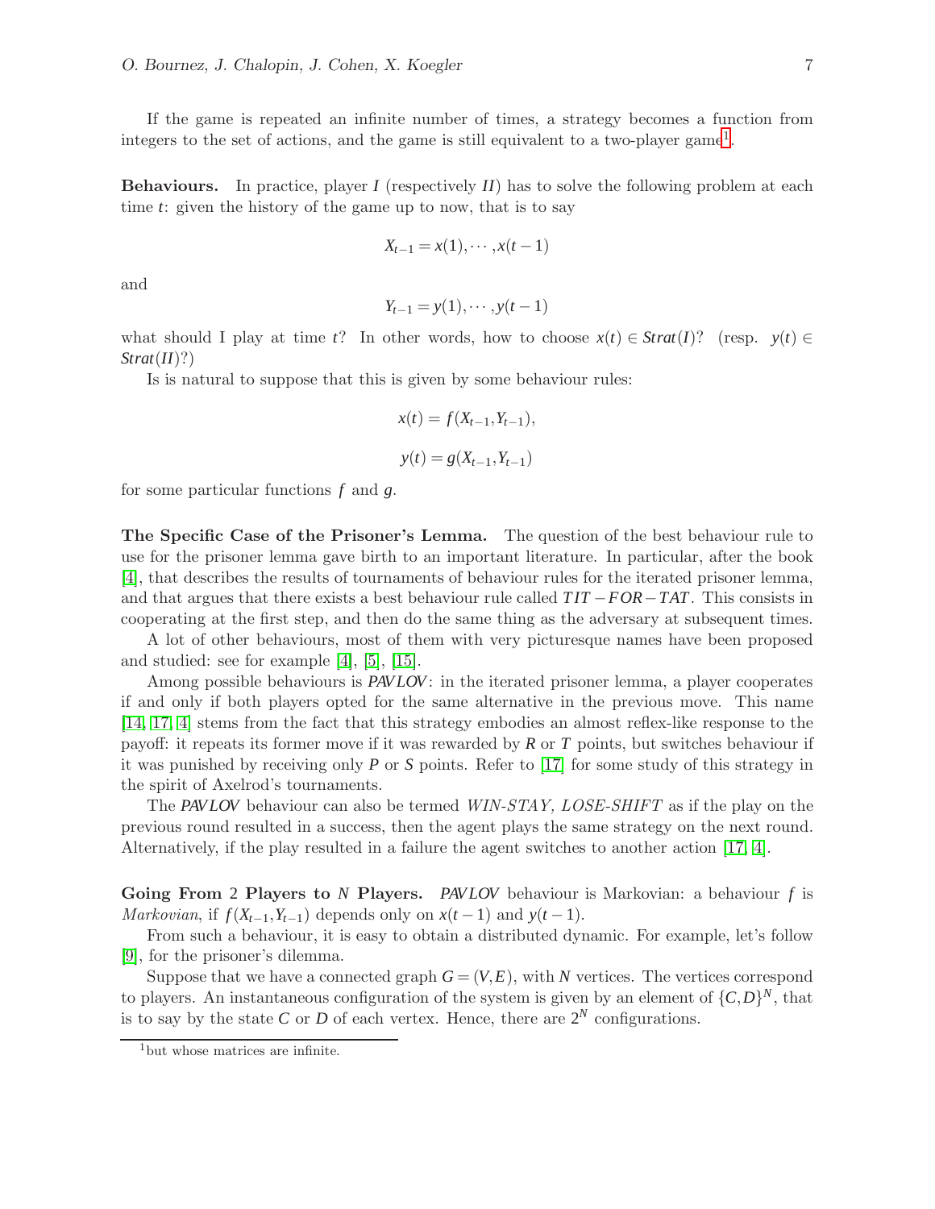If the game is repeated an infinite number of times, a strategy becomes a function from integers to the set of actions, and the game is still equivalent to a two-player game[1].

**Behaviours.** In practice, player $I$ (respectively $II$) has to solve the following problem at each time $t$: given the history of the game up to now, that is to say

$$X_{t-1} = x(1), \cdots, x(t-1)$$

and

$$Y_{t-1} = y(1), \cdots, y(t-1)$$

what should I play at time $t$? In other words, how to choose $x(t) \in Strat(I)$? (resp. $y(t) \in Strat(II)$?)

Is is natural to suppose that this is given by some behaviour rules:

$$x(t) = f(X_{t-1}, Y_{t-1}),$$

$$y(t) = g(X_{t-1}, Y_{t-1})$$

for some particular functions $f$ and $g$.

**The Specific Case of the Prisoner's Lemma.** The question of the best behaviour rule to use for the prisoner lemma gave birth to an important literature. In particular, after the book [4], that describes the results of tournaments of behaviour rules for the iterated prisoner lemma, and that argues that there exists a best behaviour rule called $TIT-FOR-TAT$. This consists in cooperating at the first step, and then do the same thing as the adversary at subsequent times.

A lot of other behaviours, most of them with very picturesque names have been proposed and studied: see for example [4], [5], [15].

Among possible behaviours is *PAVLOV*: in the iterated prisoner lemma, a player cooperates if and only if both players opted for the same alternative in the previous move. This name [14, 17, 4] stems from the fact that this strategy embodies an almost reflex-like response to the payoff: it repeats its former move if it was rewarded by $R$ or $T$ points, but switches behaviour if it was punished by receiving only $P$ or $S$ points. Refer to [17] for some study of this strategy in the spirit of Axelrod's tournaments.

The *PAVLOV* behaviour can also be termed *WIN-STAY, LOSE-SHIFT* as if the play on the previous round resulted in a success, then the agent plays the same strategy on the next round. Alternatively, if the play resulted in a failure the agent switches to another action [17, 4].

**Going From 2 Players to $N$ Players.** *PAVLOV* behaviour is Markovian: a behaviour $f$ is *Markovian*, if $f(X_{t-1}, Y_{t-1})$ depends only on $x(t-1)$ and $y(t-1)$.

From such a behaviour, it is easy to obtain a distributed dynamic. For example, let's follow [9], for the prisoner's dilemma.

Suppose that we have a connected graph $G = (V, E)$, with $N$ vertices. The vertices correspond to players. An instantaneous configuration of the system is given by an element of $\{C, D\}^N$, that is to say by the state $C$ or $D$ of each vertex. Hence, there are $2^N$ configurations.

[1] but whose matrices are infinite.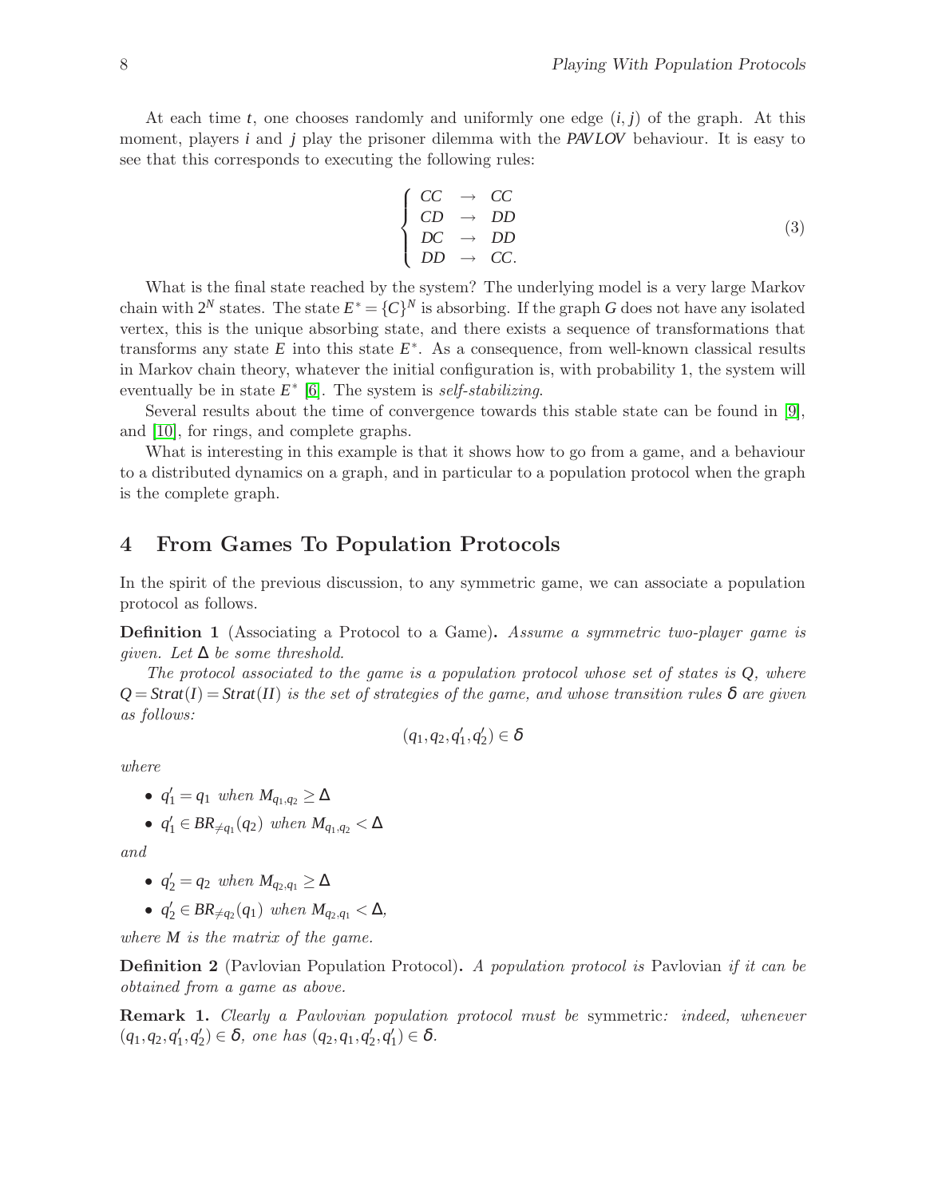At each time $t$, one chooses randomly and uniformly one edge $(i,j)$ of the graph. At this moment, players $i$ and $j$ play the prisoner dilemma with the *PAVLOV* behaviour. It is easy to see that this corresponds to executing the following rules:

$$\begin{cases} CC & \rightarrow & CC \\ CD & \rightarrow & DD \\ DC & \rightarrow & DD \\ DD & \rightarrow & CC. \end{cases} \tag{3}$$

What is the final state reached by the system? The underlying model is a very large Markov chain with $2^N$ states. The state $E^* = \{C\}^N$ is absorbing. If the graph $G$ does not have any isolated vertex, this is the unique absorbing state, and there exists a sequence of transformations that transforms any state $E$ into this state $E^*$. As a consequence, from well-known classical results in Markov chain theory, whatever the initial configuration is, with probability 1, the system will eventually be in state $E^*$ [6]. The system is *self-stabilizing*.

Several results about the time of convergence towards this stable state can be found in [9], and [10], for rings, and complete graphs.

What is interesting in this example is that it shows how to go from a game, and a behaviour to a distributed dynamics on a graph, and in particular to a population protocol when the graph is the complete graph.

## 4 From Games To Population Protocols

In the spirit of the previous discussion, to any symmetric game, we can associate a population protocol as follows.

**Definition 1** (Associating a Protocol to a Game)**.** *Assume a symmetric two-player game is given. Let $\Delta$ be some threshold.*

*The protocol associated to the game is a population protocol whose set of states is $Q$, where $Q = Strat(I) = Strat(II)$ is the set of strategies of the game, and whose transition rules $\delta$ are given as follows:*

$$(q_1, q_2, q_1', q_2') \in \delta$$

*where*

- $q_1' = q_1$ *when* $M_{q_1,q_2} \geq \Delta$
- $q_1' \in BR_{\neq q_1}(q_2)$ *when* $M_{q_1,q_2} < \Delta$

*and*

- $q_2' = q_2$ *when* $M_{q_2,q_1} \geq \Delta$
- $q_2' \in BR_{\neq q_2}(q_1)$ *when* $M_{q_2,q_1} < \Delta$,

*where $M$ is the matrix of the game.*

**Definition 2** (Pavlovian Population Protocol)**.** *A population protocol is* Pavlovian *if it can be obtained from a game as above.*

**Remark 1.** *Clearly a Pavlovian population protocol must be* symmetric*: indeed, whenever $(q_1, q_2, q_1', q_2') \in \delta$, one has $(q_2, q_1, q_2', q_1') \in \delta$.*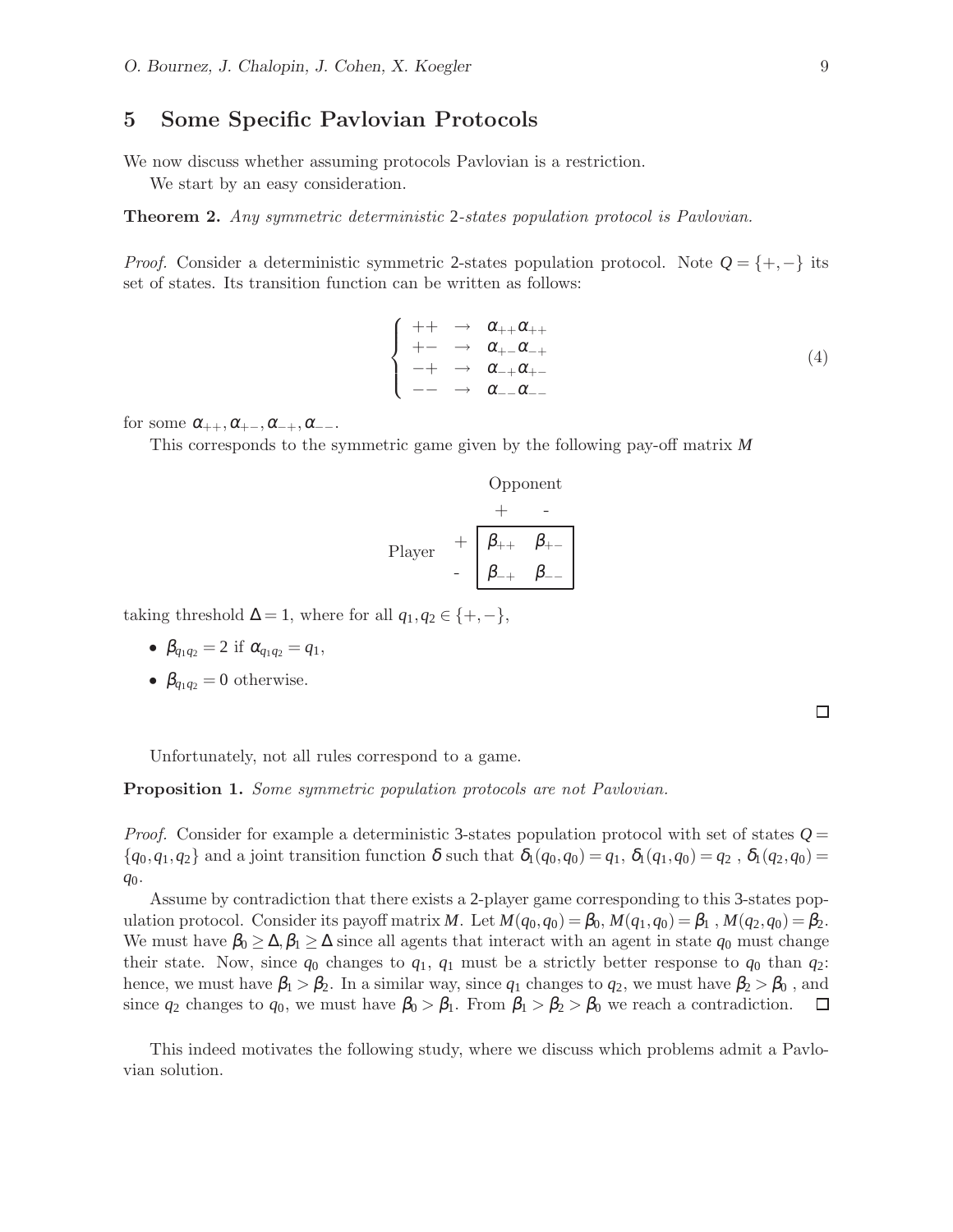## 5 Some Specific Pavlovian Protocols

We now discuss whether assuming protocols Pavlovian is a restriction.

We start by an easy consideration.

**Theorem 2.** *Any symmetric deterministic* 2*-states population protocol is Pavlovian.*

*Proof.* Consider a deterministic symmetric 2-states population protocol. Note $Q = \{+,-\}$ its set of states. Its transition function can be written as follows:

$$\begin{cases} ++ & \rightarrow & \alpha_{++}\alpha_{++} \\ +- & \rightarrow & \alpha_{+-}\alpha_{-+} \\ -+ & \rightarrow & \alpha_{-+}\alpha_{+-} \\ -- & \rightarrow & \alpha_{--}\alpha_{--} \end{cases} \tag{4}$$

for some $\alpha_{++}, \alpha_{+-}, \alpha_{-+}, \alpha_{--}$.

This corresponds to the symmetric game given by the following pay-off matrix $M$

| Player \ Opponent | + | - |
|---|---|---|
| + | $\beta_{++}$ | $\beta_{+-}$ |
| - | $\beta_{-+}$ | $\beta_{--}$ |

taking threshold $\Delta = 1$, where for all $q_1, q_2 \in \{+,-\}$,

- $\beta_{q_1q_2} = 2$ if $\alpha_{q_1q_2} = q_1$,
- $\beta_{q_1q_2} = 0$ otherwise.

□

Unfortunately, not all rules correspond to a game.

**Proposition 1.** *Some symmetric population protocols are not Pavlovian.*

*Proof.* Consider for example a deterministic 3-states population protocol with set of states $Q = \{q_0, q_1, q_2\}$ and a joint transition function $\delta$ such that $\delta_1(q_0, q_0) = q_1$, $\delta_1(q_1, q_0) = q_2$ , $\delta_1(q_2, q_0) = q_0$.

Assume by contradiction that there exists a 2-player game corresponding to this 3-states population protocol. Consider its payoff matrix $M$. Let $M(q_0, q_0) = \beta_0$, $M(q_1, q_0) = \beta_1$ , $M(q_2, q_0) = \beta_2$. We must have $\beta_0 \geq \Delta, \beta_1 \geq \Delta$ since all agents that interact with an agent in state $q_0$ must change their state. Now, since $q_0$ changes to $q_1$, $q_1$ must be a strictly better response to $q_0$ than $q_2$: hence, we must have $\beta_1 > \beta_2$. In a similar way, since $q_1$ changes to $q_2$, we must have $\beta_2 > \beta_0$ , and since $q_2$ changes to $q_0$, we must have $\beta_0 > \beta_1$. From $\beta_1 > \beta_2 > \beta_0$ we reach a contradiction. □

This indeed motivates the following study, where we discuss which problems admit a Pavlovian solution.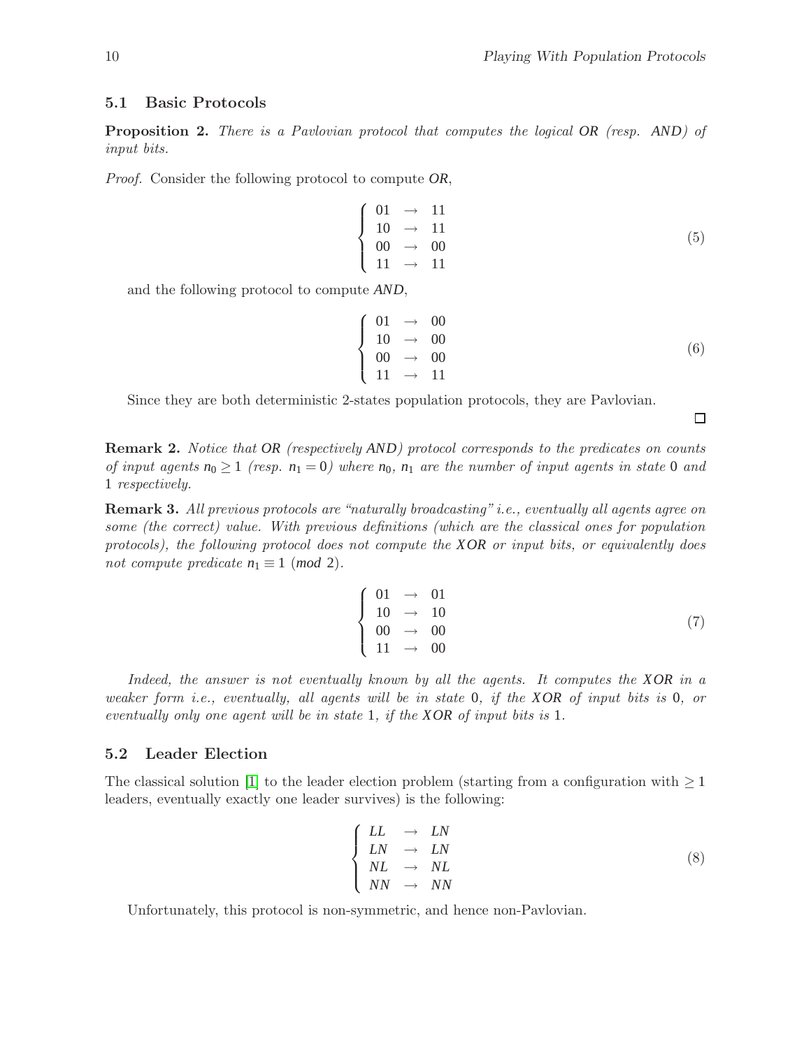### 5.1 Basic Protocols

**Proposition 2.** *There is a Pavlovian protocol that computes the logical OR (resp. AND) of input bits.*

*Proof.* Consider the following protocol to compute *OR*,

$$\left\{\begin{array}{lcl} 01 & \rightarrow & 11 \\ 10 & \rightarrow & 11 \\ 00 & \rightarrow & 00 \\ 11 & \rightarrow & 11 \end{array}\right. \tag{5}$$

and the following protocol to compute *AND*,

$$\left\{\begin{array}{lcl} 01 & \rightarrow & 00 \\ 10 & \rightarrow & 00 \\ 00 & \rightarrow & 00 \\ 11 & \rightarrow & 11 \end{array}\right. \tag{6}$$

Since they are both deterministic 2-states population protocols, they are Pavlovian. □

**Remark 2.** *Notice that OR (respectively AND) protocol corresponds to the predicates on counts of input agents $n_0 \geq 1$ (resp. $n_1 = 0$) where $n_0$, $n_1$ are the number of input agents in state 0 and 1 respectively.*

**Remark 3.** *All previous protocols are "naturally broadcasting" i.e., eventually all agents agree on some (the correct) value. With previous definitions (which are the classical ones for population protocols), the following protocol does not compute the XOR or input bits, or equivalently does not compute predicate $n_1 \equiv 1 \pmod 2$.*

$$\left\{\begin{array}{lcl} 01 & \rightarrow & 01 \\ 10 & \rightarrow & 10 \\ 00 & \rightarrow & 00 \\ 11 & \rightarrow & 00 \end{array}\right. \tag{7}$$

*Indeed, the answer is not eventually known by all the agents. It computes the XOR in a weaker form i.e., eventually, all agents will be in state 0, if the XOR of input bits is 0, or eventually only one agent will be in state 1, if the XOR of input bits is 1.*

### 5.2 Leader Election

The classical solution [1] to the leader election problem (starting from a configuration with $\geq 1$ leaders, eventually exactly one leader survives) is the following:

$$\left\{\begin{array}{lcl} LL & \rightarrow & LN \\ LN & \rightarrow & LN \\ NL & \rightarrow & NL \\ NN & \rightarrow & NN \end{array}\right. \tag{8}$$

Unfortunately, this protocol is non-symmetric, and hence non-Pavlovian.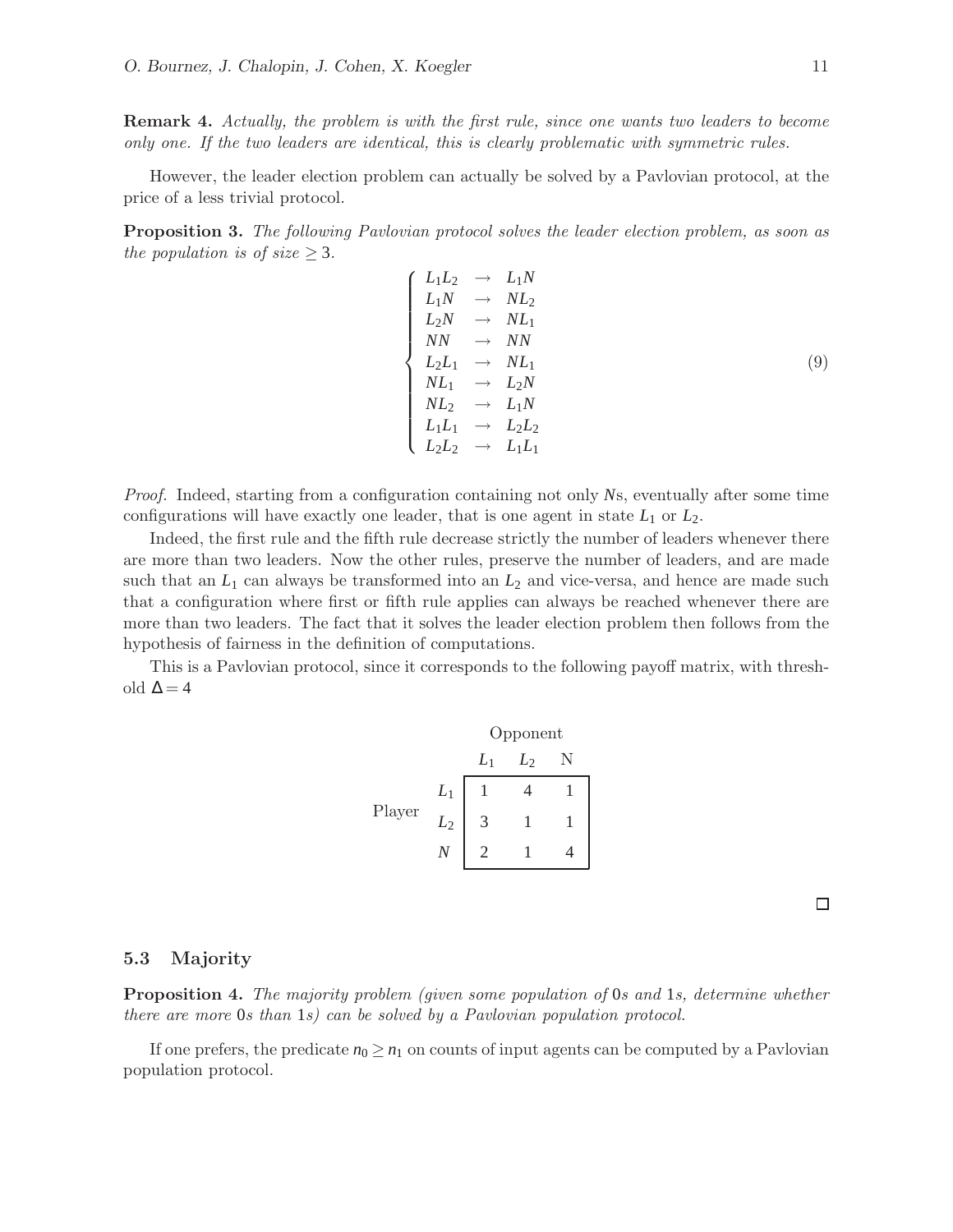**Remark 4.** *Actually, the problem is with the first rule, since one wants two leaders to become only one. If the two leaders are identical, this is clearly problematic with symmetric rules.*

However, the leader election problem can actually be solved by a Pavlovian protocol, at the price of a less trivial protocol.

**Proposition 3.** *The following Pavlovian protocol solves the leader election problem, as soon as the population is of size* $\geq 3$.

$$\left\{ \begin{array}{lll} L_1 L_2 & \rightarrow & L_1 N \\ L_1 N & \rightarrow & N L_2 \\ L_2 N & \rightarrow & N L_1 \\ NN & \rightarrow & NN \\ L_2 L_1 & \rightarrow & N L_1 \\ N L_1 & \rightarrow & L_2 N \\ N L_2 & \rightarrow & L_1 N \\ L_1 L_1 & \rightarrow & L_2 L_2 \\ L_2 L_2 & \rightarrow & L_1 L_1 \end{array} \right. \tag{9}$$

*Proof.* Indeed, starting from a configuration containing not only $N$s, eventually after some time configurations will have exactly one leader, that is one agent in state $L_1$ or $L_2$.

Indeed, the first rule and the fifth rule decrease strictly the number of leaders whenever there are more than two leaders. Now the other rules, preserve the number of leaders, and are made such that an $L_1$ can always be transformed into an $L_2$ and vice-versa, and hence are made such that a configuration where first or fifth rule applies can always be reached whenever there are more than two leaders. The fact that it solves the leader election problem then follows from the hypothesis of fairness in the definition of computations.

This is a Pavlovian protocol, since it corresponds to the following payoff matrix, with threshold $\Delta = 4$

| Player \ Opponent | $L_1$ | $L_2$ | N |
|---|---|---|---|
| $L_1$ | 1 | 4 | 1 |
| $L_2$ | 3 | 1 | 1 |
| $N$ | 2 | 1 | 4 |

□

### 5.3 Majority

**Proposition 4.** *The majority problem (given some population of* 0*s and* 1*s, determine whether there are more* 0*s than* 1*s) can be solved by a Pavlovian population protocol.*

If one prefers, the predicate $n_0 \geq n_1$ on counts of input agents can be computed by a Pavlovian population protocol.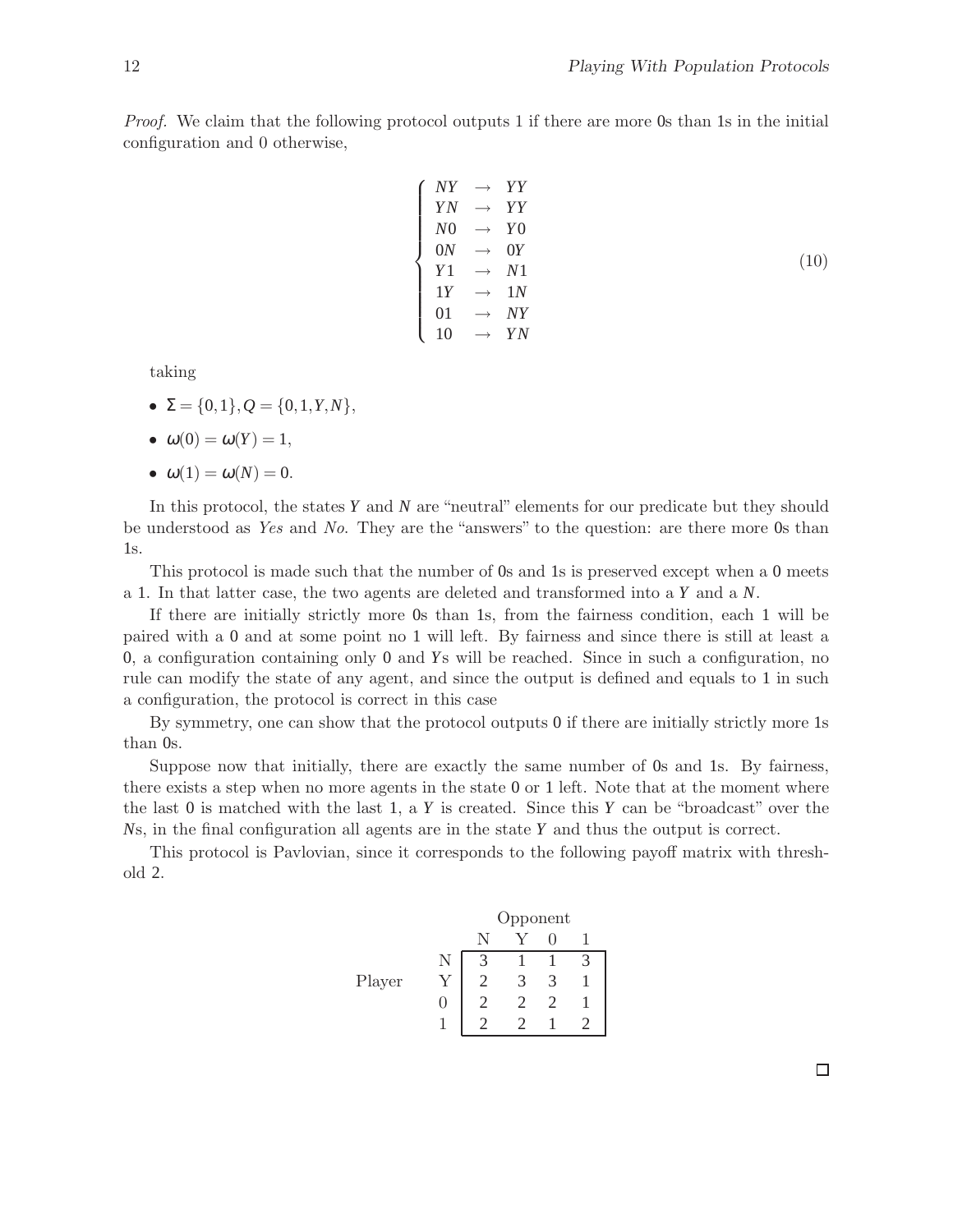*Proof.* We claim that the following protocol outputs 1 if there are more 0s than 1s in the initial configuration and 0 otherwise,

$$
\begin{cases}
NY & \rightarrow & YY \\
YN & \rightarrow & YY \\
N0 & \rightarrow & Y0 \\
0N & \rightarrow & 0Y \\
Y1 & \rightarrow & N1 \\
1Y & \rightarrow & 1N \\
01 & \rightarrow & NY \\
10 & \rightarrow & YN
\end{cases}
\tag{10}
$$

taking

- $\Sigma = \{0,1\}, Q = \{0,1,Y,N\}$,
- $\omega(0) = \omega(Y) = 1$,
- $\omega(1) = \omega(N) = 0$.

In this protocol, the states $Y$ and $N$ are "neutral" elements for our predicate but they should be understood as *Yes* and *No*. They are the "answers" to the question: are there more 0s than 1s.

This protocol is made such that the number of 0s and 1s is preserved except when a 0 meets a 1. In that latter case, the two agents are deleted and transformed into a $Y$ and a $N$.

If there are initially strictly more 0s than 1s, from the fairness condition, each 1 will be paired with a 0 and at some point no 1 will left. By fairness and since there is still at least a 0, a configuration containing only 0 and $Y$s will be reached. Since in such a configuration, no rule can modify the state of any agent, and since the output is defined and equals to 1 in such a configuration, the protocol is correct in this case

By symmetry, one can show that the protocol outputs 0 if there are initially strictly more 1s than 0s.

Suppose now that initially, there are exactly the same number of 0s and 1s. By fairness, there exists a step when no more agents in the state 0 or 1 left. Note that at the moment where the last 0 is matched with the last 1, a $Y$ is created. Since this $Y$ can be "broadcast" over the $N$s, in the final configuration all agents are in the state $Y$ and thus the output is correct.

This protocol is Pavlovian, since it corresponds to the following payoff matrix with threshold 2.

| Player \ Opponent | N | Y | 0 | 1 |
|---|---|---|---|---|
| N | 3 | 1 | 1 | 3 |
| Y | 2 | 3 | 3 | 1 |
| 0 | 2 | 2 | 2 | 1 |
| 1 | 2 | 2 | 1 | 2 |

□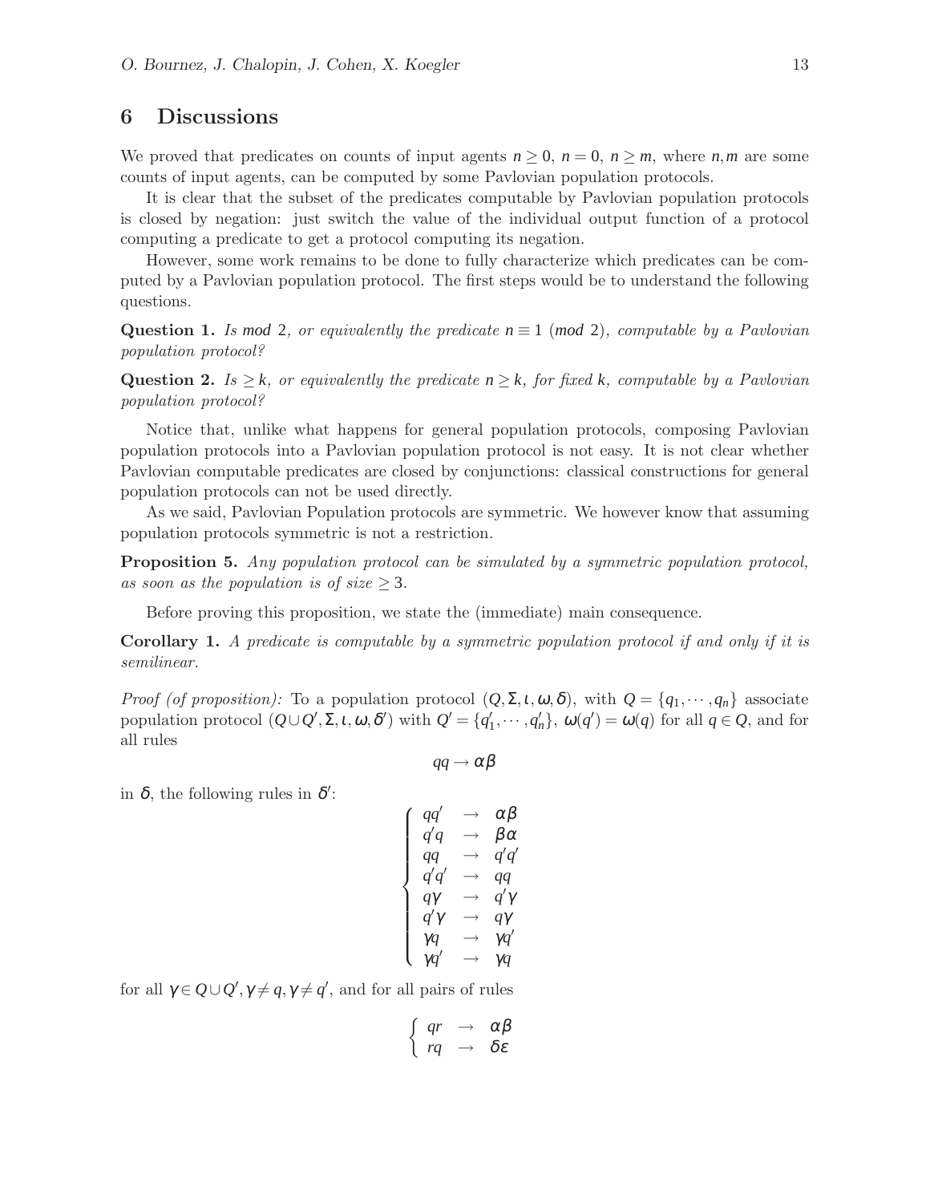## 6 Discussions

We proved that predicates on counts of input agents $n \geq 0$, $n = 0$, $n \geq m$, where $n, m$ are some counts of input agents, can be computed by some Pavlovian population protocols.

It is clear that the subset of the predicates computable by Pavlovian population protocols is closed by negation: just switch the value of the individual output function of a protocol computing a predicate to get a protocol computing its negation.

However, some work remains to be done to fully characterize which predicates can be computed by a Pavlovian population protocol. The first steps would be to understand the following questions.

**Question 1.** *Is $mod$ 2, or equivalently the predicate $n \equiv 1$ ($mod$ 2), computable by a Pavlovian population protocol?*

**Question 2.** *Is $\geq k$, or equivalently the predicate $n \geq k$, for fixed $k$, computable by a Pavlovian population protocol?*

Notice that, unlike what happens for general population protocols, composing Pavlovian population protocols into a Pavlovian population protocol is not easy. It is not clear whether Pavlovian computable predicates are closed by conjunctions: classical constructions for general population protocols can not be used directly.

As we said, Pavlovian Population protocols are symmetric. We however know that assuming population protocols symmetric is not a restriction.

**Proposition 5.** *Any population protocol can be simulated by a symmetric population protocol, as soon as the population is of size $\geq 3$.*

Before proving this proposition, we state the (immediate) main consequence.

**Corollary 1.** *A predicate is computable by a symmetric population protocol if and only if it is semilinear.*

*Proof (of proposition):* To a population protocol $(Q, \Sigma, \iota, \omega, \delta)$, with $Q = \{q_1, \cdots, q_n\}$ associate population protocol $(Q \cup Q', \Sigma, \iota, \omega, \delta')$ with $Q' = \{q'_1, \cdots, q'_n\}$, $\omega(q') = \omega(q)$ for all $q \in Q$, and for all rules

$$qq \to \alpha\beta$$

in $\delta$, the following rules in $\delta'$:

$$\begin{cases} qq' & \to & \alpha\beta \\ q'q & \to & \beta\alpha \\ qq & \to & q'q' \\ q'q' & \to & qq \\ q\gamma & \to & q'\gamma \\ q'\gamma & \to & q\gamma \\ \gamma q & \to & \gamma q' \\ \gamma q' & \to & \gamma q \end{cases}$$

for all $\gamma \in Q \cup Q', \gamma \neq q, \gamma \neq q'$, and for all pairs of rules

$$\begin{cases} qr & \to & \alpha\beta \\ rq & \to & \delta\varepsilon \end{cases}$$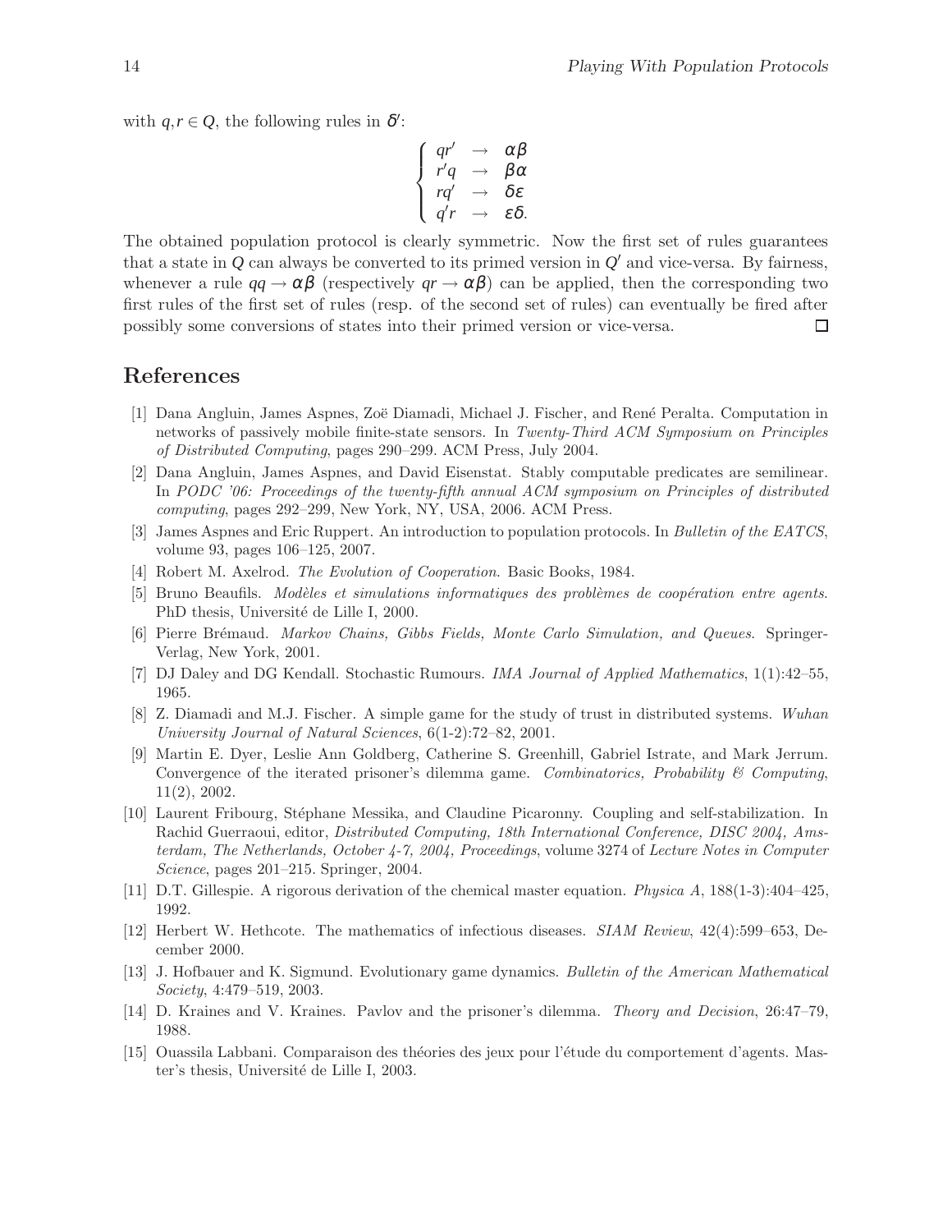with $q, r \in Q$, the following rules in $\delta'$:

$$\begin{cases} qr' & \rightarrow & \alpha\beta \\ r'q & \rightarrow & \beta\alpha \\ rq' & \rightarrow & \delta\varepsilon \\ q'r & \rightarrow & \varepsilon\delta. \end{cases}$$

The obtained population protocol is clearly symmetric. Now the first set of rules guarantees that a state in $Q$ can always be converted to its primed version in $Q'$ and vice-versa. By fairness, whenever a rule $qq \rightarrow \alpha\beta$ (respectively $qr \rightarrow \alpha\beta$) can be applied, then the corresponding two first rules of the first set of rules (resp. of the second set of rules) can eventually be fired after possibly some conversions of states into their primed version or vice-versa. □

## References

[1] Dana Angluin, James Aspnes, Zoë Diamadi, Michael J. Fischer, and René Peralta. Computation in networks of passively mobile finite-state sensors. In *Twenty-Third ACM Symposium on Principles of Distributed Computing*, pages 290–299. ACM Press, July 2004.

[2] Dana Angluin, James Aspnes, and David Eisenstat. Stably computable predicates are semilinear. In *PODC '06: Proceedings of the twenty-fifth annual ACM symposium on Principles of distributed computing*, pages 292–299, New York, NY, USA, 2006. ACM Press.

[3] James Aspnes and Eric Ruppert. An introduction to population protocols. In *Bulletin of the EATCS*, volume 93, pages 106–125, 2007.

[4] Robert M. Axelrod. *The Evolution of Cooperation*. Basic Books, 1984.

[5] Bruno Beaufils. *Modèles et simulations informatiques des problèmes de coopération entre agents*. PhD thesis, Université de Lille I, 2000.

[6] Pierre Brémaud. *Markov Chains, Gibbs Fields, Monte Carlo Simulation, and Queues*. Springer-Verlag, New York, 2001.

[7] DJ Daley and DG Kendall. Stochastic Rumours. *IMA Journal of Applied Mathematics*, 1(1):42–55, 1965.

[8] Z. Diamadi and M.J. Fischer. A simple game for the study of trust in distributed systems. *Wuhan University Journal of Natural Sciences*, 6(1-2):72–82, 2001.

[9] Martin E. Dyer, Leslie Ann Goldberg, Catherine S. Greenhill, Gabriel Istrate, and Mark Jerrum. Convergence of the iterated prisoner's dilemma game. *Combinatorics, Probability & Computing*, 11(2), 2002.

[10] Laurent Fribourg, Stéphane Messika, and Claudine Picaronny. Coupling and self-stabilization. In Rachid Guerraoui, editor, *Distributed Computing, 18th International Conference, DISC 2004, Amsterdam, The Netherlands, October 4-7, 2004, Proceedings*, volume 3274 of *Lecture Notes in Computer Science*, pages 201–215. Springer, 2004.

[11] D.T. Gillespie. A rigorous derivation of the chemical master equation. *Physica A*, 188(1-3):404–425, 1992.

[12] Herbert W. Hethcote. The mathematics of infectious diseases. *SIAM Review*, 42(4):599–653, December 2000.

[13] J. Hofbauer and K. Sigmund. Evolutionary game dynamics. *Bulletin of the American Mathematical Society*, 4:479–519, 2003.

[14] D. Kraines and V. Kraines. Pavlov and the prisoner's dilemma. *Theory and Decision*, 26:47–79, 1988.

[15] Ouassila Labbani. Comparaison des théories des jeux pour l'étude du comportement d'agents. Master's thesis, Université de Lille I, 2003.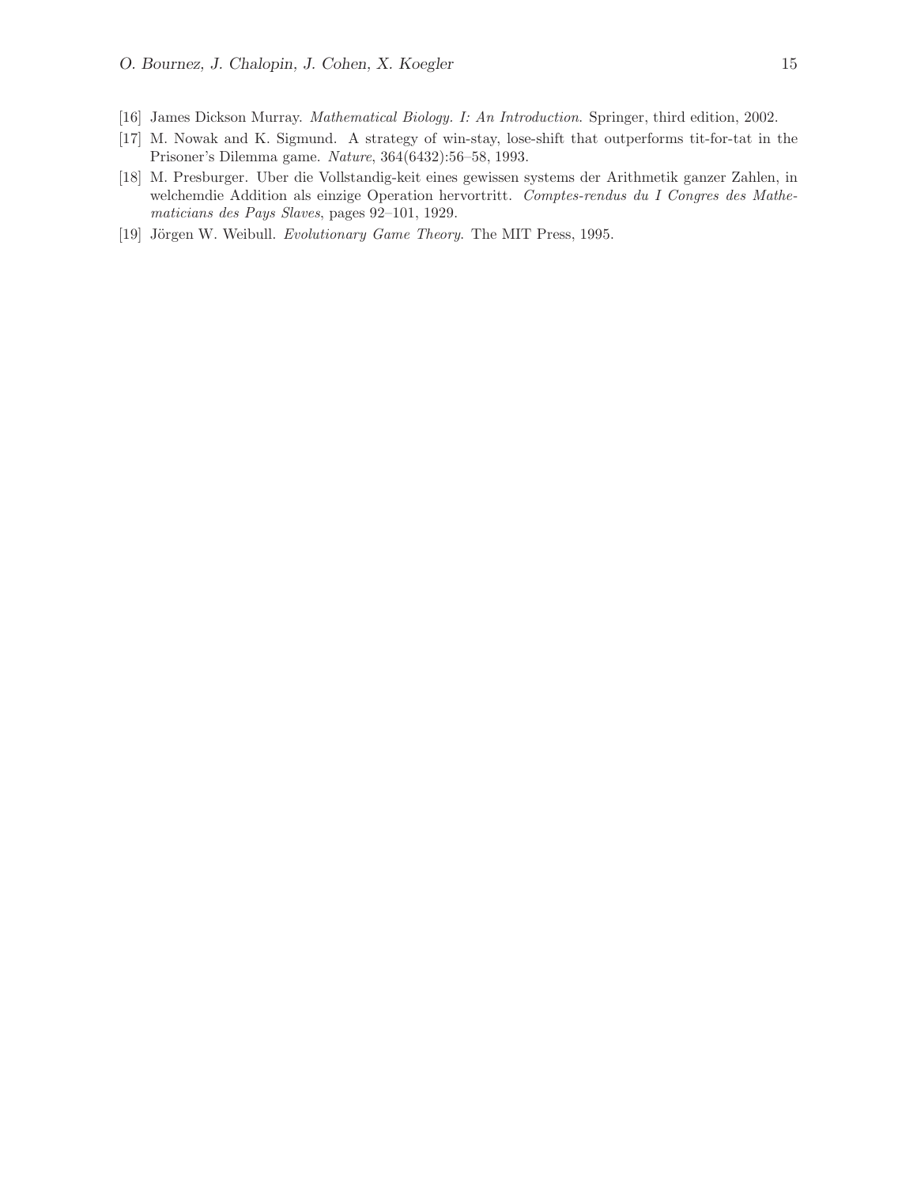[16] James Dickson Murray. *Mathematical Biology. I: An Introduction*. Springer, third edition, 2002.

[17] M. Nowak and K. Sigmund. A strategy of win-stay, lose-shift that outperforms tit-for-tat in the Prisoner's Dilemma game. *Nature*, 364(6432):56–58, 1993.

[18] M. Presburger. Uber die Vollstandig-keit eines gewissen systems der Arithmetik ganzer Zahlen, in welchemdie Addition als einzige Operation hervortritt. *Comptes-rendus du I Congres des Mathematicians des Pays Slaves*, pages 92–101, 1929.

[19] Jörgen W. Weibull. *Evolutionary Game Theory*. The MIT Press, 1995.